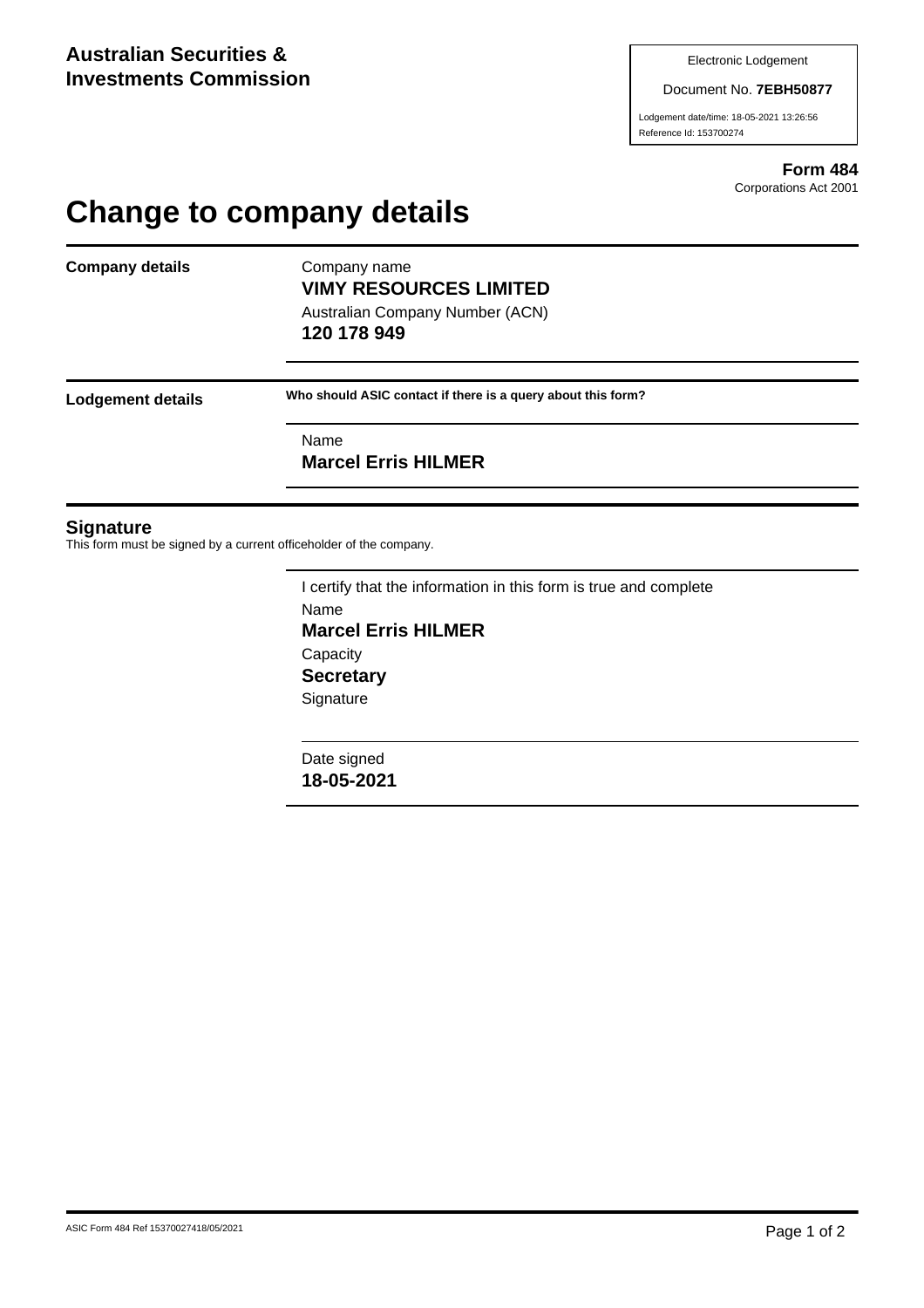**Australian Securities & Investments Commission**

Electronic Lodgement

Document No. **7EBH50877**

Lodgement date/time: 18-05-2021 13:26:56
Reference Id: 153700274

**Form 484**
Corporations Act 2001

# Change to company details

**Company details**

Company name
**VIMY RESOURCES LIMITED**

Australian Company Number (ACN)
**120 178 949**

**Lodgement details**

**Who should ASIC contact if there is a query about this form?**

Name
**Marcel Erris HILMER**

## Signature

This form must be signed by a current officeholder of the company.

I certify that the information in this form is true and complete

Name
**Marcel Erris HILMER**

Capacity
**Secretary**

Signature

Date signed
**18-05-2021**

ASIC Form 484 Ref 15370027418/05/2021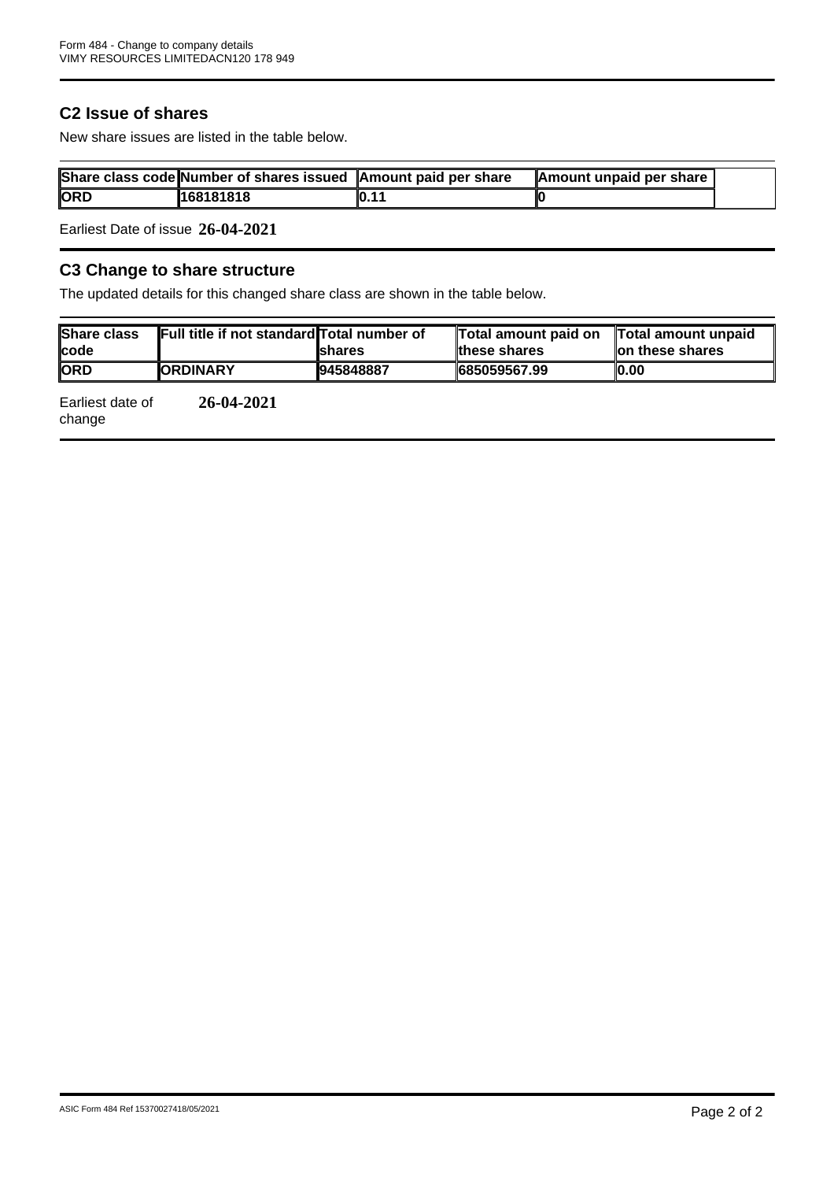## C2 Issue of shares

New share issues are listed in the table below.

| Share class code | Number of shares issued | Amount paid per share | Amount unpaid per share |
| --- | --- | --- | --- |
| ORD | 168181818 | 0.11 | 0 |

Earliest Date of issue **26-04-2021**

## C3 Change to share structure

The updated details for this changed share class are shown in the table below.

| Share class code | Full title if not standard | Total number of shares | Total amount paid on these shares | Total amount unpaid on these shares |
| --- | --- | --- | --- | --- |
| ORD | ORDINARY | 945848887 | 685059567.99 | 0.00 |

Earliest date of change **26-04-2021**